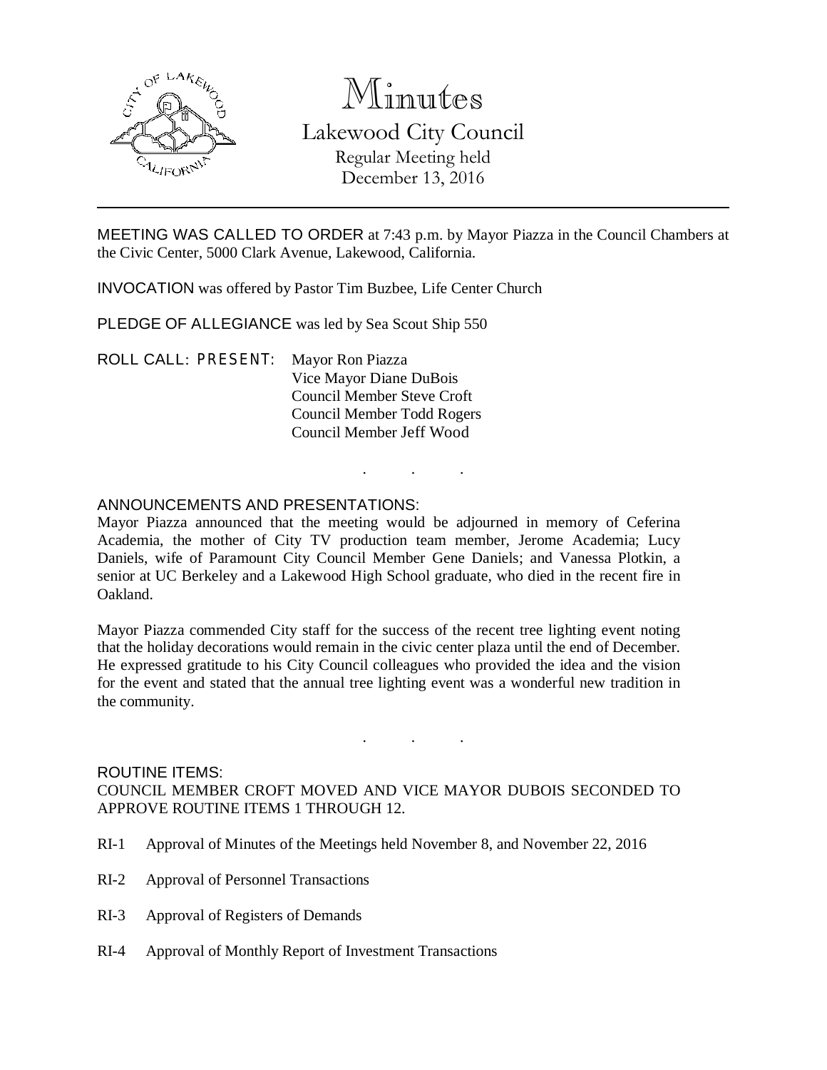# Minutes

## Lakewood City Council

Regular Meeting held
December 13, 2016

---

MEETING WAS CALLED TO ORDER at 7:43 p.m. by Mayor Piazza in the Council Chambers at the Civic Center, 5000 Clark Avenue, Lakewood, California.

INVOCATION was offered by Pastor Tim Buzbee, Life Center Church

PLEDGE OF ALLEGIANCE was led by Sea Scout Ship 550

ROLL CALL: PRESENT: Mayor Ron Piazza
Vice Mayor Diane DuBois
Council Member Steve Croft
Council Member Todd Rogers
Council Member Jeff Wood

. . .

ANNOUNCEMENTS AND PRESENTATIONS:

Mayor Piazza announced that the meeting would be adjourned in memory of Ceferina Academia, the mother of City TV production team member, Jerome Academia; Lucy Daniels, wife of Paramount City Council Member Gene Daniels; and Vanessa Plotkin, a senior at UC Berkeley and a Lakewood High School graduate, who died in the recent fire in Oakland.

Mayor Piazza commended City staff for the success of the recent tree lighting event noting that the holiday decorations would remain in the civic center plaza until the end of December. He expressed gratitude to his City Council colleagues who provided the idea and the vision for the event and stated that the annual tree lighting event was a wonderful new tradition in the community.

. . .

ROUTINE ITEMS:

COUNCIL MEMBER CROFT MOVED AND VICE MAYOR DUBOIS SECONDED TO APPROVE ROUTINE ITEMS 1 THROUGH 12.

RI-1 Approval of Minutes of the Meetings held November 8, and November 22, 2016

RI-2 Approval of Personnel Transactions

RI-3 Approval of Registers of Demands

RI-4 Approval of Monthly Report of Investment Transactions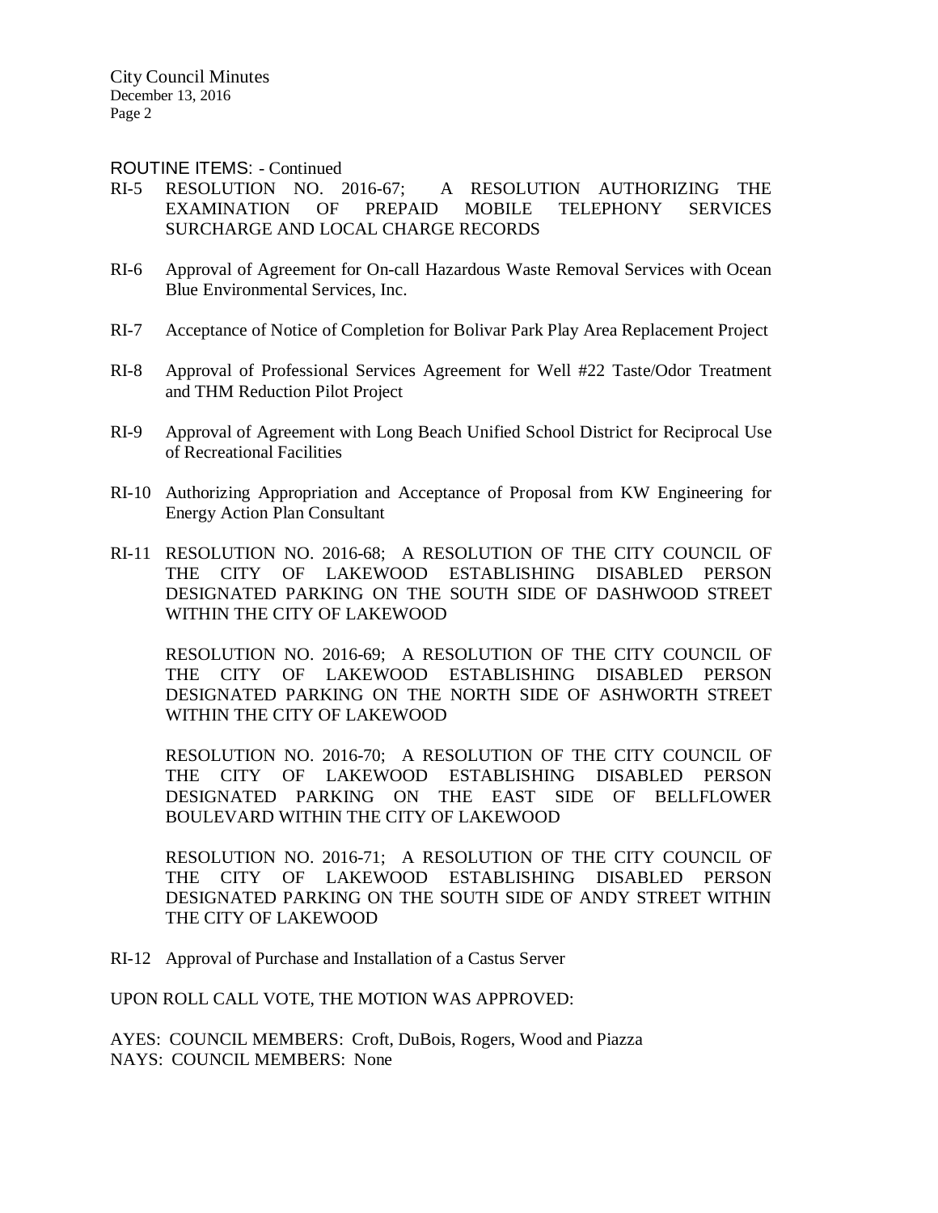ROUTINE ITEMS: - Continued

RI-5 RESOLUTION NO. 2016-67; A RESOLUTION AUTHORIZING THE EXAMINATION OF PREPAID MOBILE TELEPHONY SERVICES SURCHARGE AND LOCAL CHARGE RECORDS

RI-6 Approval of Agreement for On-call Hazardous Waste Removal Services with Ocean Blue Environmental Services, Inc.

RI-7 Acceptance of Notice of Completion for Bolivar Park Play Area Replacement Project

RI-8 Approval of Professional Services Agreement for Well #22 Taste/Odor Treatment and THM Reduction Pilot Project

RI-9 Approval of Agreement with Long Beach Unified School District for Reciprocal Use of Recreational Facilities

RI-10 Authorizing Appropriation and Acceptance of Proposal from KW Engineering for Energy Action Plan Consultant

RI-11 RESOLUTION NO. 2016-68; A RESOLUTION OF THE CITY COUNCIL OF THE CITY OF LAKEWOOD ESTABLISHING DISABLED PERSON DESIGNATED PARKING ON THE SOUTH SIDE OF DASHWOOD STREET WITHIN THE CITY OF LAKEWOOD

RESOLUTION NO. 2016-69; A RESOLUTION OF THE CITY COUNCIL OF THE CITY OF LAKEWOOD ESTABLISHING DISABLED PERSON DESIGNATED PARKING ON THE NORTH SIDE OF ASHWORTH STREET WITHIN THE CITY OF LAKEWOOD

RESOLUTION NO. 2016-70; A RESOLUTION OF THE CITY COUNCIL OF THE CITY OF LAKEWOOD ESTABLISHING DISABLED PERSON DESIGNATED PARKING ON THE EAST SIDE OF BELLFLOWER BOULEVARD WITHIN THE CITY OF LAKEWOOD

RESOLUTION NO. 2016-71; A RESOLUTION OF THE CITY COUNCIL OF THE CITY OF LAKEWOOD ESTABLISHING DISABLED PERSON DESIGNATED PARKING ON THE SOUTH SIDE OF ANDY STREET WITHIN THE CITY OF LAKEWOOD

RI-12 Approval of Purchase and Installation of a Castus Server

UPON ROLL CALL VOTE, THE MOTION WAS APPROVED:

AYES: COUNCIL MEMBERS: Croft, DuBois, Rogers, Wood and Piazza
NAYS: COUNCIL MEMBERS: None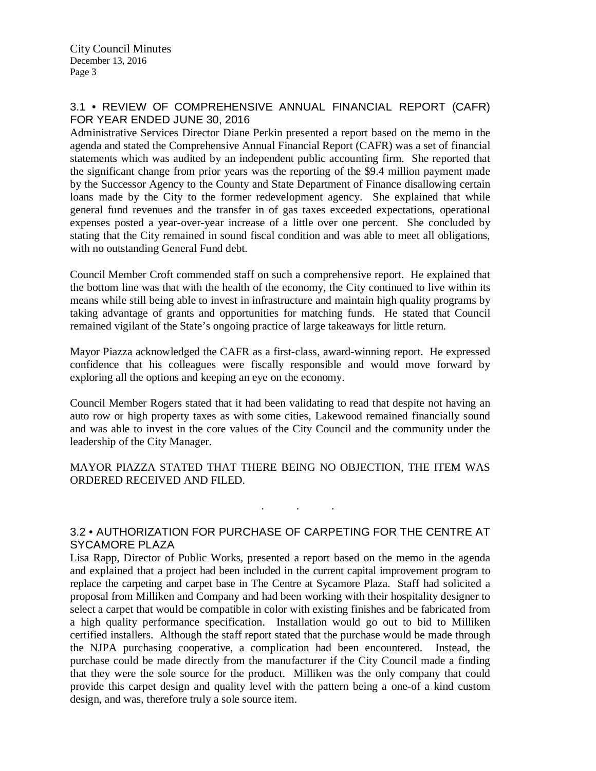## 3.1 • REVIEW OF COMPREHENSIVE ANNUAL FINANCIAL REPORT (CAFR) FOR YEAR ENDED JUNE 30, 2016

Administrative Services Director Diane Perkin presented a report based on the memo in the agenda and stated the Comprehensive Annual Financial Report (CAFR) was a set of financial statements which was audited by an independent public accounting firm. She reported that the significant change from prior years was the reporting of the $9.4 million payment made by the Successor Agency to the County and State Department of Finance disallowing certain loans made by the City to the former redevelopment agency. She explained that while general fund revenues and the transfer in of gas taxes exceeded expectations, operational expenses posted a year-over-year increase of a little over one percent. She concluded by stating that the City remained in sound fiscal condition and was able to meet all obligations, with no outstanding General Fund debt.

Council Member Croft commended staff on such a comprehensive report. He explained that the bottom line was that with the health of the economy, the City continued to live within its means while still being able to invest in infrastructure and maintain high quality programs by taking advantage of grants and opportunities for matching funds. He stated that Council remained vigilant of the State's ongoing practice of large takeaways for little return.

Mayor Piazza acknowledged the CAFR as a first-class, award-winning report. He expressed confidence that his colleagues were fiscally responsible and would move forward by exploring all the options and keeping an eye on the economy.

Council Member Rogers stated that it had been validating to read that despite not having an auto row or high property taxes as with some cities, Lakewood remained financially sound and was able to invest in the core values of the City Council and the community under the leadership of the City Manager.

MAYOR PIAZZA STATED THAT THERE BEING NO OBJECTION, THE ITEM WAS ORDERED RECEIVED AND FILED.

. . .

## 3.2 • AUTHORIZATION FOR PURCHASE OF CARPETING FOR THE CENTRE AT SYCAMORE PLAZA

Lisa Rapp, Director of Public Works, presented a report based on the memo in the agenda and explained that a project had been included in the current capital improvement program to replace the carpeting and carpet base in The Centre at Sycamore Plaza. Staff had solicited a proposal from Milliken and Company and had been working with their hospitality designer to select a carpet that would be compatible in color with existing finishes and be fabricated from a high quality performance specification. Installation would go out to bid to Milliken certified installers. Although the staff report stated that the purchase would be made through the NJPA purchasing cooperative, a complication had been encountered. Instead, the purchase could be made directly from the manufacturer if the City Council made a finding that they were the sole source for the product. Milliken was the only company that could provide this carpet design and quality level with the pattern being a one-of a kind custom design, and was, therefore truly a sole source item.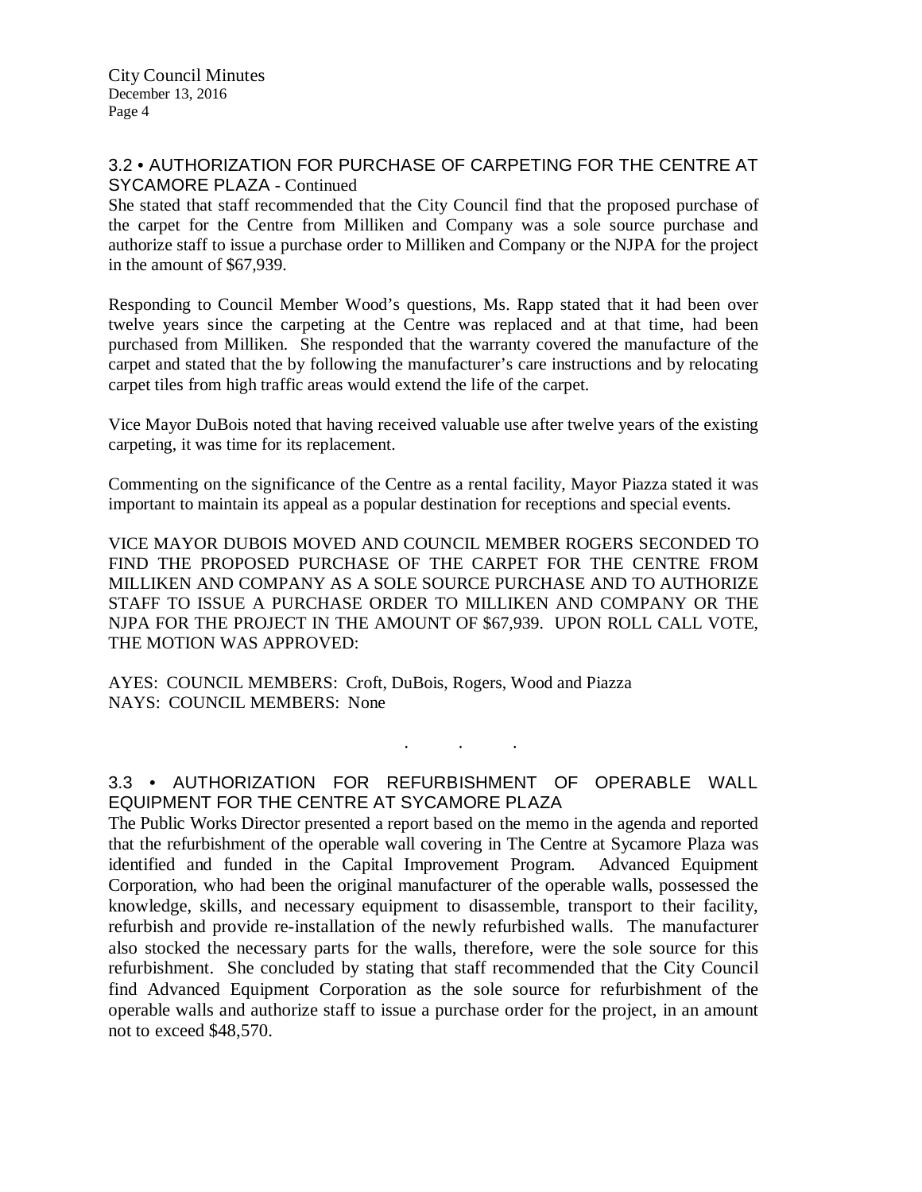## 3.2 • AUTHORIZATION FOR PURCHASE OF CARPETING FOR THE CENTRE AT SYCAMORE PLAZA - Continued

She stated that staff recommended that the City Council find that the proposed purchase of the carpet for the Centre from Milliken and Company was a sole source purchase and authorize staff to issue a purchase order to Milliken and Company or the NJPA for the project in the amount of $67,939.

Responding to Council Member Wood's questions, Ms. Rapp stated that it had been over twelve years since the carpeting at the Centre was replaced and at that time, had been purchased from Milliken. She responded that the warranty covered the manufacture of the carpet and stated that the by following the manufacturer's care instructions and by relocating carpet tiles from high traffic areas would extend the life of the carpet.

Vice Mayor DuBois noted that having received valuable use after twelve years of the existing carpeting, it was time for its replacement.

Commenting on the significance of the Centre as a rental facility, Mayor Piazza stated it was important to maintain its appeal as a popular destination for receptions and special events.

VICE MAYOR DUBOIS MOVED AND COUNCIL MEMBER ROGERS SECONDED TO FIND THE PROPOSED PURCHASE OF THE CARPET FOR THE CENTRE FROM MILLIKEN AND COMPANY AS A SOLE SOURCE PURCHASE AND TO AUTHORIZE STAFF TO ISSUE A PURCHASE ORDER TO MILLIKEN AND COMPANY OR THE NJPA FOR THE PROJECT IN THE AMOUNT OF $67,939. UPON ROLL CALL VOTE, THE MOTION WAS APPROVED:

AYES: COUNCIL MEMBERS: Croft, DuBois, Rogers, Wood and Piazza
NAYS: COUNCIL MEMBERS: None

. . .

## 3.3 • AUTHORIZATION FOR REFURBISHMENT OF OPERABLE WALL EQUIPMENT FOR THE CENTRE AT SYCAMORE PLAZA

The Public Works Director presented a report based on the memo in the agenda and reported that the refurbishment of the operable wall covering in The Centre at Sycamore Plaza was identified and funded in the Capital Improvement Program. Advanced Equipment Corporation, who had been the original manufacturer of the operable walls, possessed the knowledge, skills, and necessary equipment to disassemble, transport to their facility, refurbish and provide re-installation of the newly refurbished walls. The manufacturer also stocked the necessary parts for the walls, therefore, were the sole source for this refurbishment. She concluded by stating that staff recommended that the City Council find Advanced Equipment Corporation as the sole source for refurbishment of the operable walls and authorize staff to issue a purchase order for the project, in an amount not to exceed $48,570.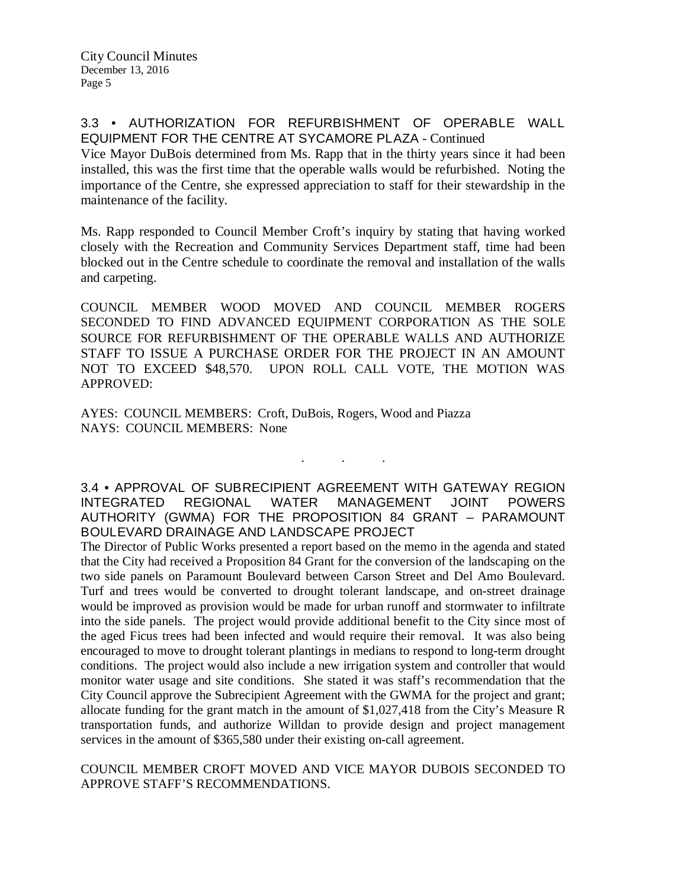### 3.3 • AUTHORIZATION FOR REFURBISHMENT OF OPERABLE WALL EQUIPMENT FOR THE CENTRE AT SYCAMORE PLAZA - Continued

Vice Mayor DuBois determined from Ms. Rapp that in the thirty years since it had been installed, this was the first time that the operable walls would be refurbished. Noting the importance of the Centre, she expressed appreciation to staff for their stewardship in the maintenance of the facility.

Ms. Rapp responded to Council Member Croft's inquiry by stating that having worked closely with the Recreation and Community Services Department staff, time had been blocked out in the Centre schedule to coordinate the removal and installation of the walls and carpeting.

COUNCIL MEMBER WOOD MOVED AND COUNCIL MEMBER ROGERS SECONDED TO FIND ADVANCED EQUIPMENT CORPORATION AS THE SOLE SOURCE FOR REFURBISHMENT OF THE OPERABLE WALLS AND AUTHORIZE STAFF TO ISSUE A PURCHASE ORDER FOR THE PROJECT IN AN AMOUNT NOT TO EXCEED $48,570. UPON ROLL CALL VOTE, THE MOTION WAS APPROVED:

AYES: COUNCIL MEMBERS: Croft, DuBois, Rogers, Wood and Piazza
NAYS: COUNCIL MEMBERS: None

. . .

### 3.4 • APPROVAL OF SUBRECIPIENT AGREEMENT WITH GATEWAY REGION INTEGRATED REGIONAL WATER MANAGEMENT JOINT POWERS AUTHORITY (GWMA) FOR THE PROPOSITION 84 GRANT – PARAMOUNT BOULEVARD DRAINAGE AND LANDSCAPE PROJECT

The Director of Public Works presented a report based on the memo in the agenda and stated that the City had received a Proposition 84 Grant for the conversion of the landscaping on the two side panels on Paramount Boulevard between Carson Street and Del Amo Boulevard. Turf and trees would be converted to drought tolerant landscape, and on-street drainage would be improved as provision would be made for urban runoff and stormwater to infiltrate into the side panels. The project would provide additional benefit to the City since most of the aged Ficus trees had been infected and would require their removal. It was also being encouraged to move to drought tolerant plantings in medians to respond to long-term drought conditions. The project would also include a new irrigation system and controller that would monitor water usage and site conditions. She stated it was staff's recommendation that the City Council approve the Subrecipient Agreement with the GWMA for the project and grant; allocate funding for the grant match in the amount of $1,027,418 from the City's Measure R transportation funds, and authorize Willdan to provide design and project management services in the amount of $365,580 under their existing on-call agreement.

COUNCIL MEMBER CROFT MOVED AND VICE MAYOR DUBOIS SECONDED TO APPROVE STAFF'S RECOMMENDATIONS.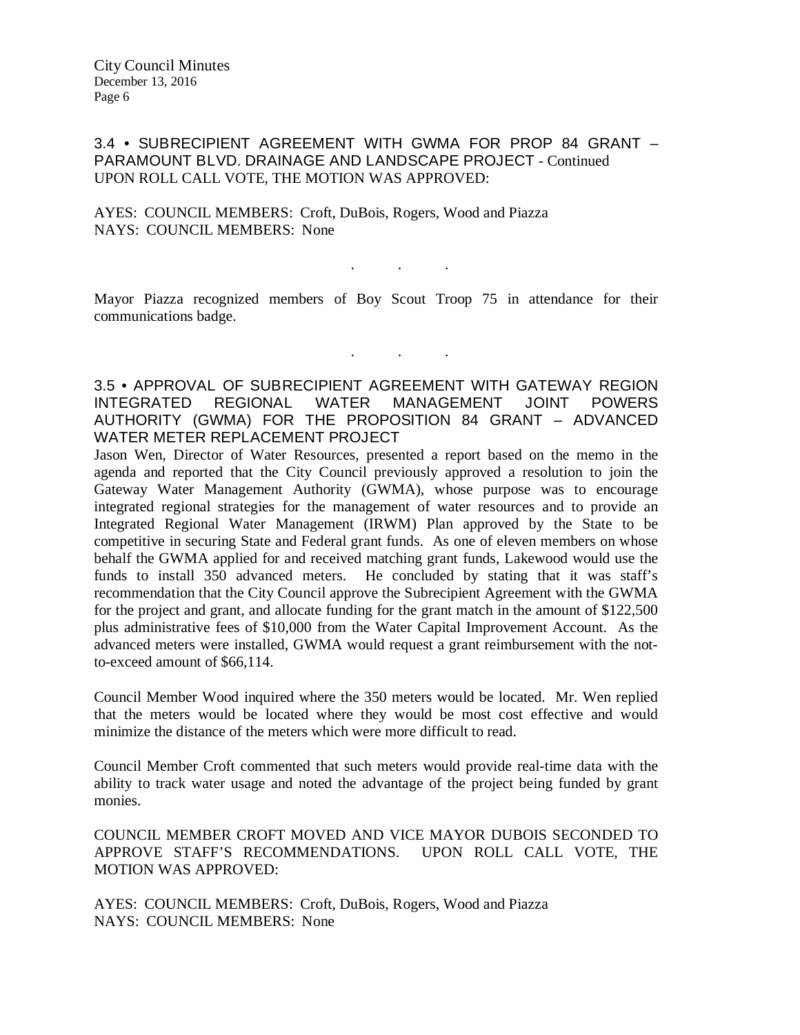3.4 • SUBRECIPIENT AGREEMENT WITH GWMA FOR PROP 84 GRANT – PARAMOUNT BLVD. DRAINAGE AND LANDSCAPE PROJECT - Continued
UPON ROLL CALL VOTE, THE MOTION WAS APPROVED:

AYES: COUNCIL MEMBERS: Croft, DuBois, Rogers, Wood and Piazza
NAYS: COUNCIL MEMBERS: None

. . .

Mayor Piazza recognized members of Boy Scout Troop 75 in attendance for their communications badge.

. . .

3.5 • APPROVAL OF SUBRECIPIENT AGREEMENT WITH GATEWAY REGION INTEGRATED REGIONAL WATER MANAGEMENT JOINT POWERS AUTHORITY (GWMA) FOR THE PROPOSITION 84 GRANT – ADVANCED WATER METER REPLACEMENT PROJECT

Jason Wen, Director of Water Resources, presented a report based on the memo in the agenda and reported that the City Council previously approved a resolution to join the Gateway Water Management Authority (GWMA), whose purpose was to encourage integrated regional strategies for the management of water resources and to provide an Integrated Regional Water Management (IRWM) Plan approved by the State to be competitive in securing State and Federal grant funds. As one of eleven members on whose behalf the GWMA applied for and received matching grant funds, Lakewood would use the funds to install 350 advanced meters. He concluded by stating that it was staff's recommendation that the City Council approve the Subrecipient Agreement with the GWMA for the project and grant, and allocate funding for the grant match in the amount of $122,500 plus administrative fees of $10,000 from the Water Capital Improvement Account. As the advanced meters were installed, GWMA would request a grant reimbursement with the not-to-exceed amount of $66,114.

Council Member Wood inquired where the 350 meters would be located. Mr. Wen replied that the meters would be located where they would be most cost effective and would minimize the distance of the meters which were more difficult to read.

Council Member Croft commented that such meters would provide real-time data with the ability to track water usage and noted the advantage of the project being funded by grant monies.

COUNCIL MEMBER CROFT MOVED AND VICE MAYOR DUBOIS SECONDED TO APPROVE STAFF'S RECOMMENDATIONS. UPON ROLL CALL VOTE, THE MOTION WAS APPROVED:

AYES: COUNCIL MEMBERS: Croft, DuBois, Rogers, Wood and Piazza
NAYS: COUNCIL MEMBERS: None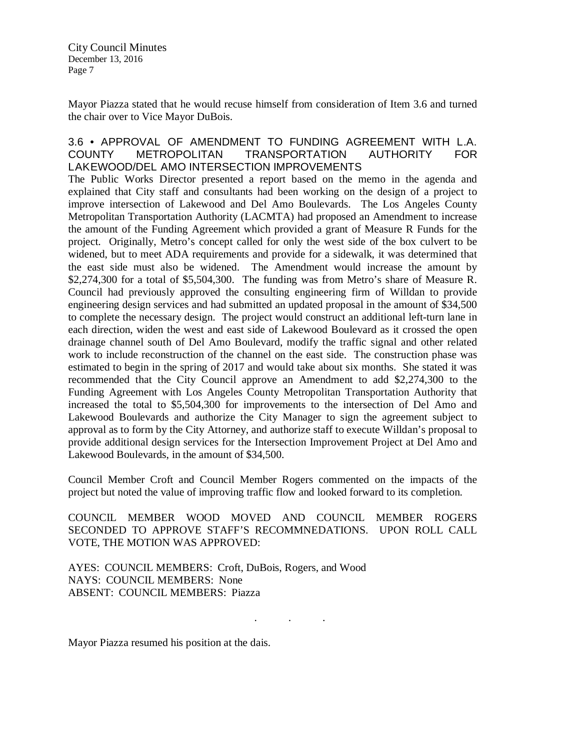Mayor Piazza stated that he would recuse himself from consideration of Item 3.6 and turned the chair over to Vice Mayor DuBois.

### 3.6 • APPROVAL OF AMENDMENT TO FUNDING AGREEMENT WITH L.A. COUNTY METROPOLITAN TRANSPORTATION AUTHORITY FOR LAKEWOOD/DEL AMO INTERSECTION IMPROVEMENTS

The Public Works Director presented a report based on the memo in the agenda and explained that City staff and consultants had been working on the design of a project to improve intersection of Lakewood and Del Amo Boulevards. The Los Angeles County Metropolitan Transportation Authority (LACMTA) had proposed an Amendment to increase the amount of the Funding Agreement which provided a grant of Measure R Funds for the project. Originally, Metro's concept called for only the west side of the box culvert to be widened, but to meet ADA requirements and provide for a sidewalk, it was determined that the east side must also be widened. The Amendment would increase the amount by $2,274,300 for a total of $5,504,300. The funding was from Metro's share of Measure R. Council had previously approved the consulting engineering firm of Willdan to provide engineering design services and had submitted an updated proposal in the amount of $34,500 to complete the necessary design. The project would construct an additional left-turn lane in each direction, widen the west and east side of Lakewood Boulevard as it crossed the open drainage channel south of Del Amo Boulevard, modify the traffic signal and other related work to include reconstruction of the channel on the east side. The construction phase was estimated to begin in the spring of 2017 and would take about six months. She stated it was recommended that the City Council approve an Amendment to add $2,274,300 to the Funding Agreement with Los Angeles County Metropolitan Transportation Authority that increased the total to $5,504,300 for improvements to the intersection of Del Amo and Lakewood Boulevards and authorize the City Manager to sign the agreement subject to approval as to form by the City Attorney, and authorize staff to execute Willdan's proposal to provide additional design services for the Intersection Improvement Project at Del Amo and Lakewood Boulevards, in the amount of $34,500.

Council Member Croft and Council Member Rogers commented on the impacts of the project but noted the value of improving traffic flow and looked forward to its completion.

COUNCIL MEMBER WOOD MOVED AND COUNCIL MEMBER ROGERS SECONDED TO APPROVE STAFF'S RECOMMNEDATIONS. UPON ROLL CALL VOTE, THE MOTION WAS APPROVED:

AYES: COUNCIL MEMBERS: Croft, DuBois, Rogers, and Wood
NAYS: COUNCIL MEMBERS: None
ABSENT: COUNCIL MEMBERS: Piazza

. . .

Mayor Piazza resumed his position at the dais.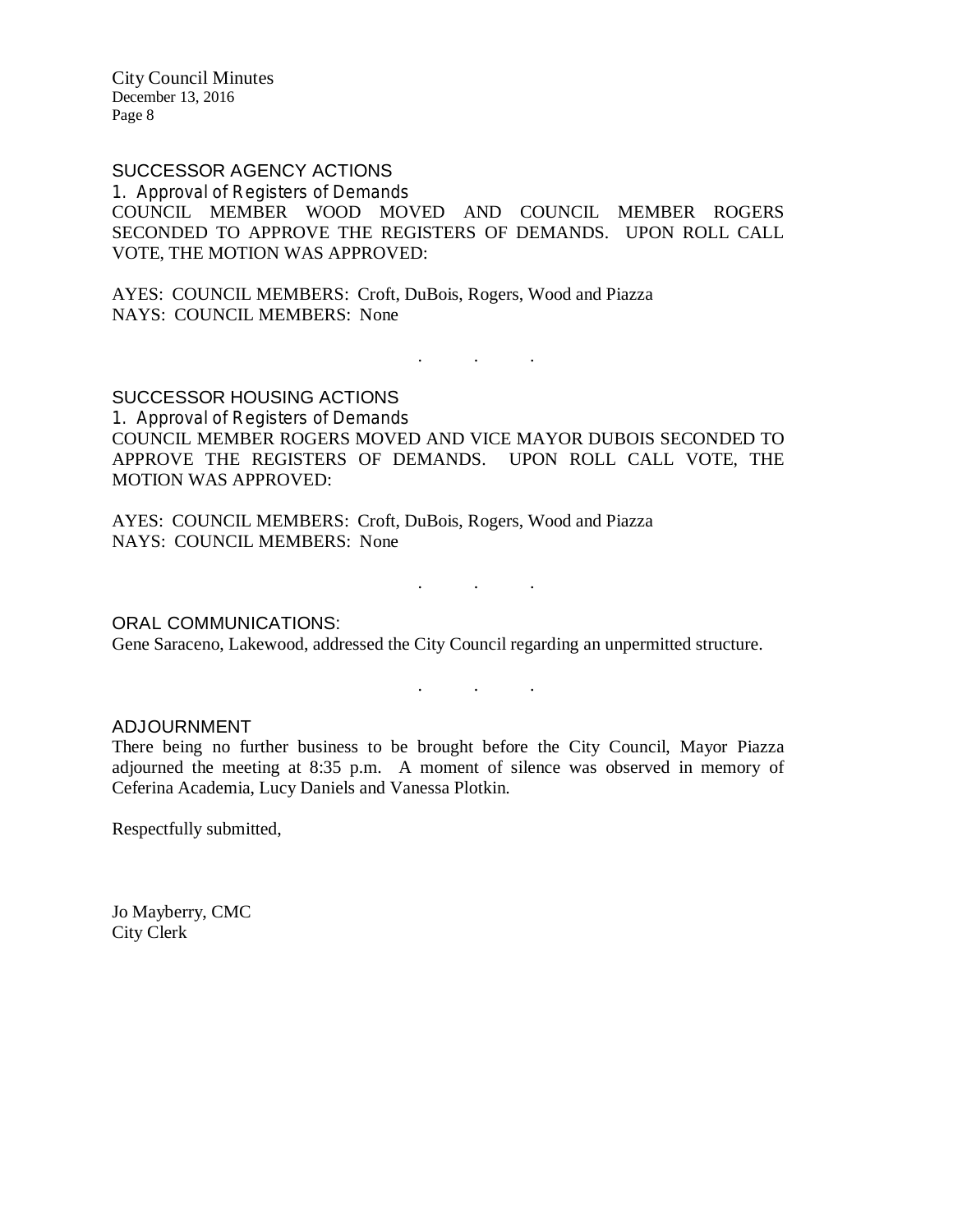## SUCCESSOR AGENCY ACTIONS

### 1. Approval of Registers of Demands

COUNCIL MEMBER WOOD MOVED AND COUNCIL MEMBER ROGERS SECONDED TO APPROVE THE REGISTERS OF DEMANDS. UPON ROLL CALL VOTE, THE MOTION WAS APPROVED:

AYES: COUNCIL MEMBERS: Croft, DuBois, Rogers, Wood and Piazza
NAYS: COUNCIL MEMBERS: None

. . .

## SUCCESSOR HOUSING ACTIONS

### 1. Approval of Registers of Demands

COUNCIL MEMBER ROGERS MOVED AND VICE MAYOR DUBOIS SECONDED TO APPROVE THE REGISTERS OF DEMANDS. UPON ROLL CALL VOTE, THE MOTION WAS APPROVED:

AYES: COUNCIL MEMBERS: Croft, DuBois, Rogers, Wood and Piazza
NAYS: COUNCIL MEMBERS: None

. . .

## ORAL COMMUNICATIONS:

Gene Saraceno, Lakewood, addressed the City Council regarding an unpermitted structure.

. . .

## ADJOURNMENT

There being no further business to be brought before the City Council, Mayor Piazza adjourned the meeting at 8:35 p.m. A moment of silence was observed in memory of Ceferina Academia, Lucy Daniels and Vanessa Plotkin.

Respectfully submitted,

Jo Mayberry, CMC
City Clerk